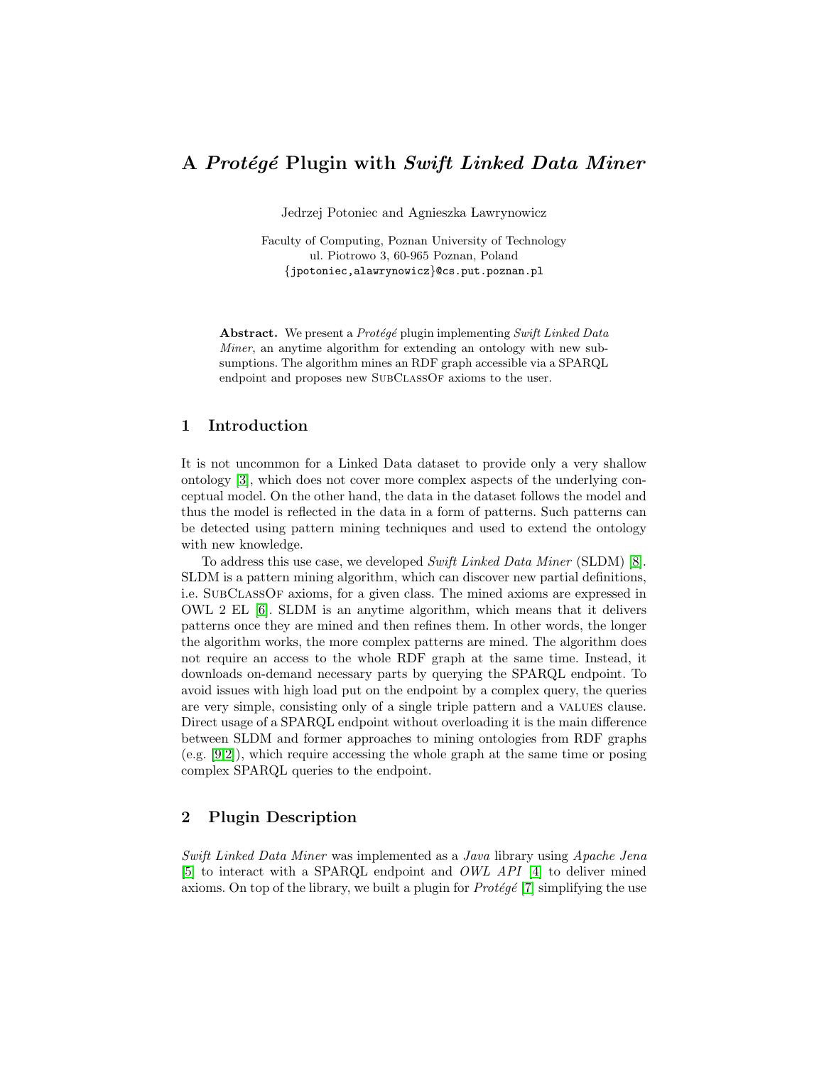# A *Protégé* Plugin with *Swift Linked Data Miner*

Jedrzej Potoniec and Agnieszka Ławrynowicz

Faculty of Computing, Poznan University of Technology
ul. Piotrowo 3, 60-965 Poznan, Poland
{jpotoniec,alawrynowicz}@cs.put.poznan.pl

**Abstract.** We present a *Protégé* plugin implementing *Swift Linked Data Miner*, an anytime algorithm for extending an ontology with new subsumptions. The algorithm mines an RDF graph accessible via a SPARQL endpoint and proposes new SubClassOf axioms to the user.

## 1 Introduction

It is not uncommon for a Linked Data dataset to provide only a very shallow ontology [3], which does not cover more complex aspects of the underlying conceptual model. On the other hand, the data in the dataset follows the model and thus the model is reflected in the data in a form of patterns. Such patterns can be detected using pattern mining techniques and used to extend the ontology with new knowledge.

To address this use case, we developed *Swift Linked Data Miner* (SLDM) [8]. SLDM is a pattern mining algorithm, which can discover new partial definitions, i.e. SubClassOf axioms, for a given class. The mined axioms are expressed in OWL 2 EL [6]. SLDM is an anytime algorithm, which means that it delivers patterns once they are mined and then refines them. In other words, the longer the algorithm works, the more complex patterns are mined. The algorithm does not require an access to the whole RDF graph at the same time. Instead, it downloads on-demand necessary parts by querying the SPARQL endpoint. To avoid issues with high load put on the endpoint by a complex query, the queries are very simple, consisting only of a single triple pattern and a values clause. Direct usage of a SPARQL endpoint without overloading it is the main difference between SLDM and former approaches to mining ontologies from RDF graphs (e.g. [9,2]), which require accessing the whole graph at the same time or posing complex SPARQL queries to the endpoint.

## 2 Plugin Description

*Swift Linked Data Miner* was implemented as a *Java* library using *Apache Jena* [5] to interact with a SPARQL endpoint and *OWL API* [4] to deliver mined axioms. On top of the library, we built a plugin for *Protégé* [7] simplifying the use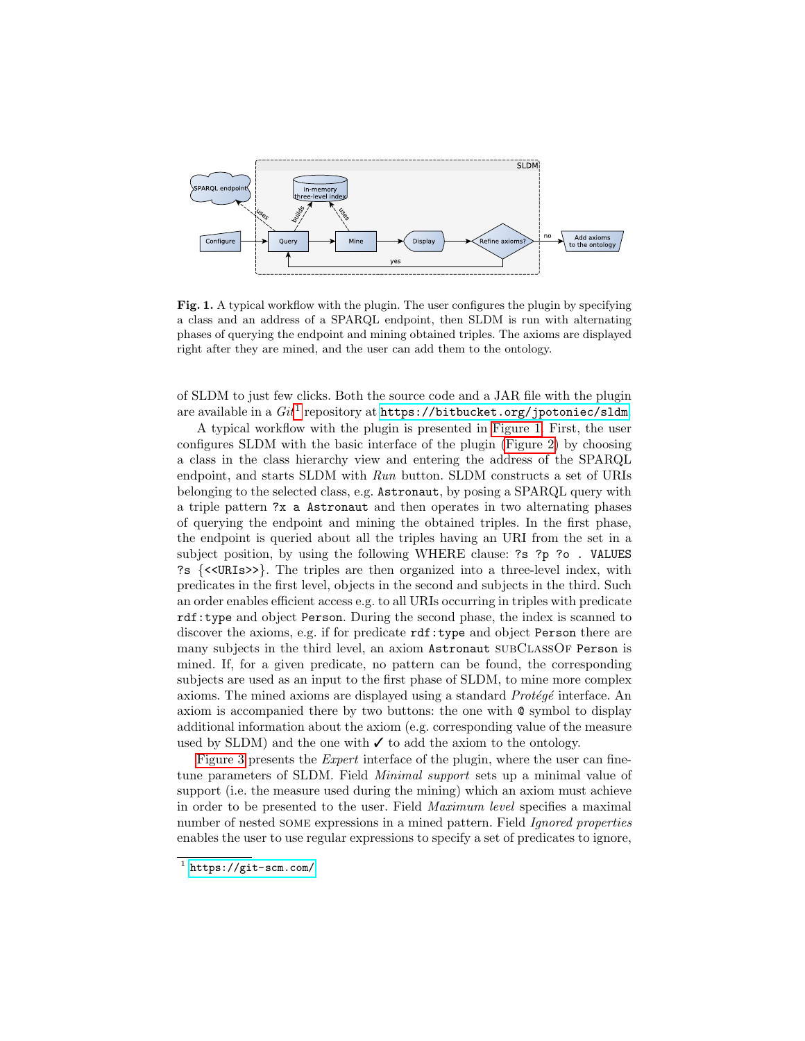**Fig. 1.** A typical workflow with the plugin. The user configures the plugin by specifying a class and an address of a SPARQL endpoint, then SLDM is run with alternating phases of querying the endpoint and mining obtained triples. The axioms are displayed right after they are mined, and the user can add them to the ontology.

of SLDM to just few clicks. Both the source code and a JAR file with the plugin are available in a *Git*[1] repository at `https://bitbucket.org/jpotoniec/sldm`.

A typical workflow with the plugin is presented in Figure 1. First, the user configures SLDM with the basic interface of the plugin (Figure 2) by choosing a class in the class hierarchy view and entering the address of the SPARQL endpoint, and starts SLDM with *Run* button. SLDM constructs a set of URIs belonging to the selected class, e.g. `Astronaut`, by posing a SPARQL query with a triple pattern `?x a Astronaut` and then operates in two alternating phases of querying the endpoint and mining the obtained triples. In the first phase, the endpoint is queried about all the triples having an URI from the set in a subject position, by using the following WHERE clause: `?s ?p ?o . VALUES ?s {<<URIs>>}`. The triples are then organized into a three-level index, with predicates in the first level, objects in the second and subjects in the third. Such an order enables efficient access e.g. to all URIs occurring in triples with predicate `rdf:type` and object `Person`. During the second phase, the index is scanned to discover the axioms, e.g. if for predicate `rdf:type` and object `Person` there are many subjects in the third level, an axiom `Astronaut` SUBCLASSOF `Person` is mined. If, for a given predicate, no pattern can be found, the corresponding subjects are used as an input to the first phase of SLDM, to mine more complex axioms. The mined axioms are displayed using a standard *Protégé* interface. An axiom is accompanied there by two buttons: the one with `@` symbol to display additional information about the axiom (e.g. corresponding value of the measure used by SLDM) and the one with ✓ to add the axiom to the ontology.

Figure 3 presents the *Expert* interface of the plugin, where the user can fine-tune parameters of SLDM. Field *Minimal support* sets up a minimal value of support (i.e. the measure used during the mining) which an axiom must achieve in order to be presented to the user. Field *Maximum level* specifies a maximal number of nested SOME expressions in a mined pattern. Field *Ignored properties* enables the user to use regular expressions to specify a set of predicates to ignore,

[1] `https://git-scm.com/`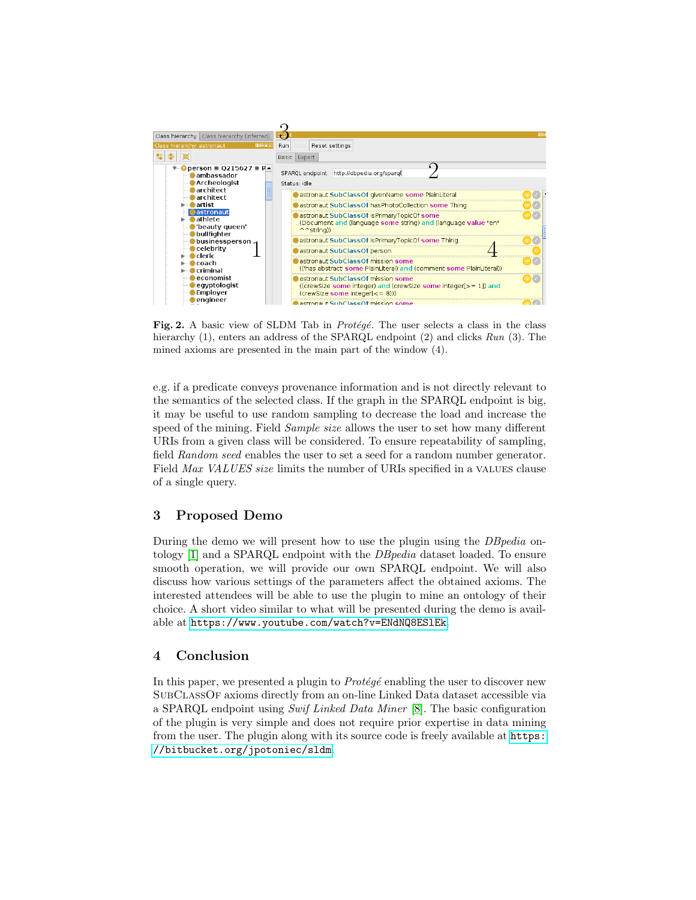**Fig. 2.** A basic view of SLDM Tab in *Protégé*. The user selects a class in the class hierarchy (1), enters an address of the SPARQL endpoint (2) and clicks *Run* (3). The mined axioms are presented in the main part of the window (4).

e.g. if a predicate conveys provenance information and is not directly relevant to the semantics of the selected class. If the graph in the SPARQL endpoint is big, it may be useful to use random sampling to decrease the load and increase the speed of the mining. Field *Sample size* allows the user to set how many different URIs from a given class will be considered. To ensure repeatability of sampling, field *Random seed* enables the user to set a seed for a random number generator. Field *Max VALUES size* limits the number of URIs specified in a VALUES clause of a single query.

## 3 Proposed Demo

During the demo we will present how to use the plugin using the *DBpedia* ontology [1] and a SPARQL endpoint with the *DBpedia* dataset loaded. To ensure smooth operation, we will provide our own SPARQL endpoint. We will also discuss how various settings of the parameters affect the obtained axioms. The interested attendees will be able to use the plugin to mine an ontology of their choice. A short video similar to what will be presented during the demo is available at https://www.youtube.com/watch?v=ENdNQ8ES1Ek.

## 4 Conclusion

In this paper, we presented a plugin to *Protégé* enabling the user to discover new SubClassOf axioms directly from an on-line Linked Data dataset accessible via a SPARQL endpoint using *Swif Linked Data Miner* [8]. The basic configuration of the plugin is very simple and does not require prior expertise in data mining from the user. The plugin along with its source code is freely available at https://bitbucket.org/jpotoniec/sldm.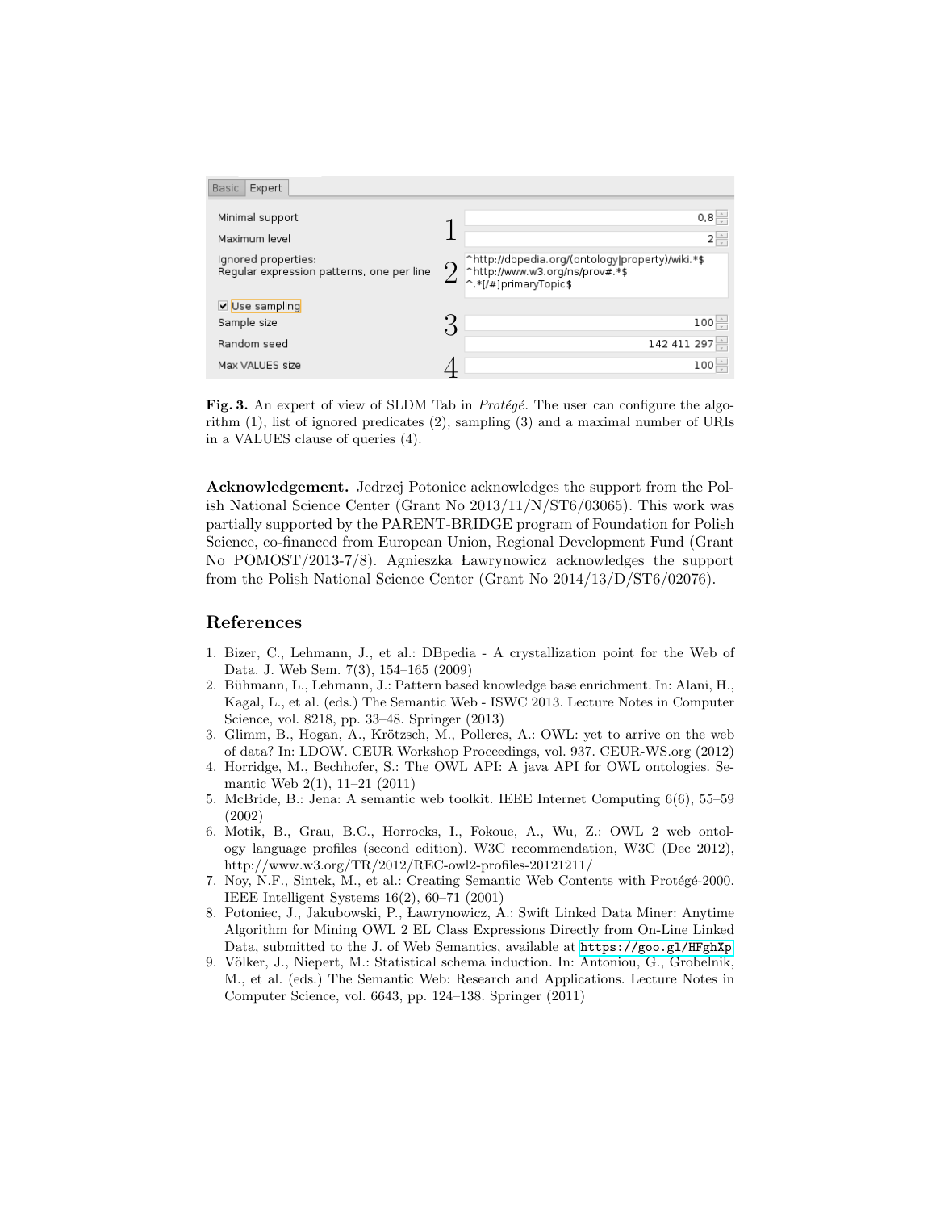Basic | Expert

Minimal support 0,8
Maximum level 2
1
Ignored properties:
Regular expression patterns, one per line
2
^http://dbpedia.org/(ontology|property)/wiki.*$
^http://www.w3.org/ns/prov#.*$
^.*[/#]primaryTopic$
Use sampling
Sample size 100
3
Random seed 142 411 297
Max VALUES size 100
4

**Fig. 3.** An expert of view of SLDM Tab in *Protégé*. The user can configure the algorithm (1), list of ignored predicates (2), sampling (3) and a maximal number of URIs in a VALUES clause of queries (4).

**Acknowledgement.** Jedrzej Potoniec acknowledges the support from the Polish National Science Center (Grant No 2013/11/N/ST6/03065). This work was partially supported by the PARENT-BRIDGE program of Foundation for Polish Science, co-financed from European Union, Regional Development Fund (Grant No POMOST/2013-7/8). Agnieszka Ławrynowicz acknowledges the support from the Polish National Science Center (Grant No 2014/13/D/ST6/02076).

## References

1. Bizer, C., Lehmann, J., et al.: DBpedia - A crystallization point for the Web of Data. J. Web Sem. 7(3), 154–165 (2009)
2. Bühmann, L., Lehmann, J.: Pattern based knowledge base enrichment. In: Alani, H., Kagal, L., et al. (eds.) The Semantic Web - ISWC 2013. Lecture Notes in Computer Science, vol. 8218, pp. 33–48. Springer (2013)
3. Glimm, B., Hogan, A., Krötzsch, M., Polleres, A.: OWL: yet to arrive on the web of data? In: LDOW. CEUR Workshop Proceedings, vol. 937. CEUR-WS.org (2012)
4. Horridge, M., Bechhofer, S.: The OWL API: A java API for OWL ontologies. Semantic Web 2(1), 11–21 (2011)
5. McBride, B.: Jena: A semantic web toolkit. IEEE Internet Computing 6(6), 55–59 (2002)
6. Motik, B., Grau, B.C., Horrocks, I., Fokoue, A., Wu, Z.: OWL 2 web ontology language profiles (second edition). W3C recommendation, W3C (Dec 2012), http://www.w3.org/TR/2012/REC-owl2-profiles-20121211/
7. Noy, N.F., Sintek, M., et al.: Creating Semantic Web Contents with Protégé-2000. IEEE Intelligent Systems 16(2), 60–71 (2001)
8. Potoniec, J., Jakubowski, P., Ławrynowicz, A.: Swift Linked Data Miner: Anytime Algorithm for Mining OWL 2 EL Class Expressions Directly from On-Line Linked Data, submitted to the J. of Web Semantics, available at https://goo.gl/HFghXp
9. Völker, J., Niepert, M.: Statistical schema induction. In: Antoniou, G., Grobelnik, M., et al. (eds.) The Semantic Web: Research and Applications. Lecture Notes in Computer Science, vol. 6643, pp. 124–138. Springer (2011)